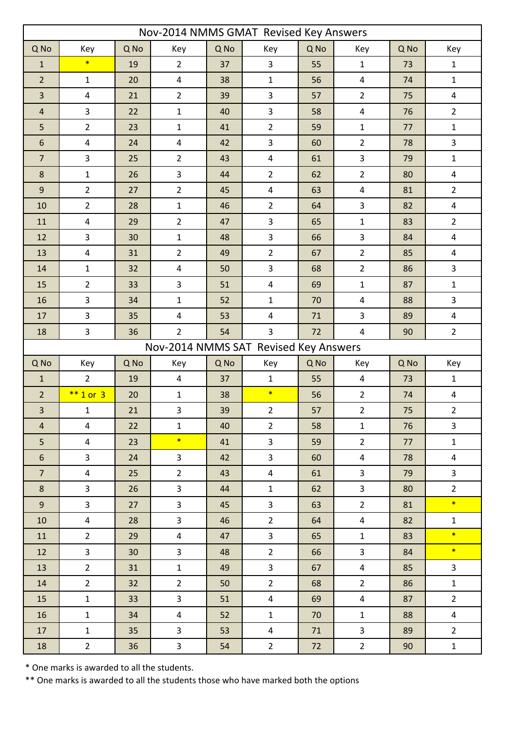## Nov-2014 NMMS GMAT Revised Key Answers

| Q No | Key | Q No | Key | Q No | Key | Q No | Key | Q No | Key |
|---|---|---|---|---|---|---|---|---|---|
| 1 | * | 19 | 2 | 37 | 3 | 55 | 1 | 73 | 1 |
| 2 | 1 | 20 | 4 | 38 | 1 | 56 | 4 | 74 | 1 |
| 3 | 4 | 21 | 2 | 39 | 3 | 57 | 2 | 75 | 4 |
| 4 | 3 | 22 | 1 | 40 | 3 | 58 | 4 | 76 | 2 |
| 5 | 2 | 23 | 1 | 41 | 2 | 59 | 1 | 77 | 1 |
| 6 | 4 | 24 | 4 | 42 | 3 | 60 | 2 | 78 | 3 |
| 7 | 3 | 25 | 2 | 43 | 4 | 61 | 3 | 79 | 1 |
| 8 | 1 | 26 | 3 | 44 | 2 | 62 | 2 | 80 | 4 |
| 9 | 2 | 27 | 2 | 45 | 4 | 63 | 4 | 81 | 2 |
| 10 | 2 | 28 | 1 | 46 | 2 | 64 | 3 | 82 | 4 |
| 11 | 4 | 29 | 2 | 47 | 3 | 65 | 1 | 83 | 2 |
| 12 | 3 | 30 | 1 | 48 | 3 | 66 | 3 | 84 | 4 |
| 13 | 4 | 31 | 2 | 49 | 2 | 67 | 2 | 85 | 4 |
| 14 | 1 | 32 | 4 | 50 | 3 | 68 | 2 | 86 | 3 |
| 15 | 2 | 33 | 3 | 51 | 4 | 69 | 1 | 87 | 1 |
| 16 | 3 | 34 | 1 | 52 | 1 | 70 | 4 | 88 | 3 |
| 17 | 3 | 35 | 4 | 53 | 4 | 71 | 3 | 89 | 4 |
| 18 | 3 | 36 | 2 | 54 | 3 | 72 | 4 | 90 | 2 |

## Nov-2014 NMMS SAT Revised Key Answers

| Q No | Key | Q No | Key | Q No | Key | Q No | Key | Q No | Key |
|---|---|---|---|---|---|---|---|---|---|
| 1 | 2 | 19 | 4 | 37 | 1 | 55 | 4 | 73 | 1 |
| 2 | ** 1 or 3 | 20 | 1 | 38 | * | 56 | 2 | 74 | 4 |
| 3 | 1 | 21 | 3 | 39 | 2 | 57 | 2 | 75 | 2 |
| 4 | 4 | 22 | 1 | 40 | 2 | 58 | 1 | 76 | 3 |
| 5 | 4 | 23 | * | 41 | 3 | 59 | 2 | 77 | 1 |
| 6 | 3 | 24 | 3 | 42 | 3 | 60 | 4 | 78 | 4 |
| 7 | 4 | 25 | 2 | 43 | 4 | 61 | 3 | 79 | 3 |
| 8 | 3 | 26 | 3 | 44 | 1 | 62 | 3 | 80 | 2 |
| 9 | 3 | 27 | 3 | 45 | 3 | 63 | 2 | 81 | * |
| 10 | 4 | 28 | 3 | 46 | 2 | 64 | 4 | 82 | 1 |
| 11 | 2 | 29 | 4 | 47 | 3 | 65 | 1 | 83 | * |
| 12 | 3 | 30 | 3 | 48 | 2 | 66 | 3 | 84 | * |
| 13 | 2 | 31 | 1 | 49 | 3 | 67 | 4 | 85 | 3 |
| 14 | 2 | 32 | 2 | 50 | 2 | 68 | 2 | 86 | 1 |
| 15 | 1 | 33 | 3 | 51 | 4 | 69 | 4 | 87 | 2 |
| 16 | 1 | 34 | 4 | 52 | 1 | 70 | 1 | 88 | 4 |
| 17 | 1 | 35 | 3 | 53 | 4 | 71 | 3 | 89 | 2 |
| 18 | 2 | 36 | 3 | 54 | 2 | 72 | 2 | 90 | 1 |

* One marks is awarded to all the students.

** One marks is awarded to all the students those who have marked both the options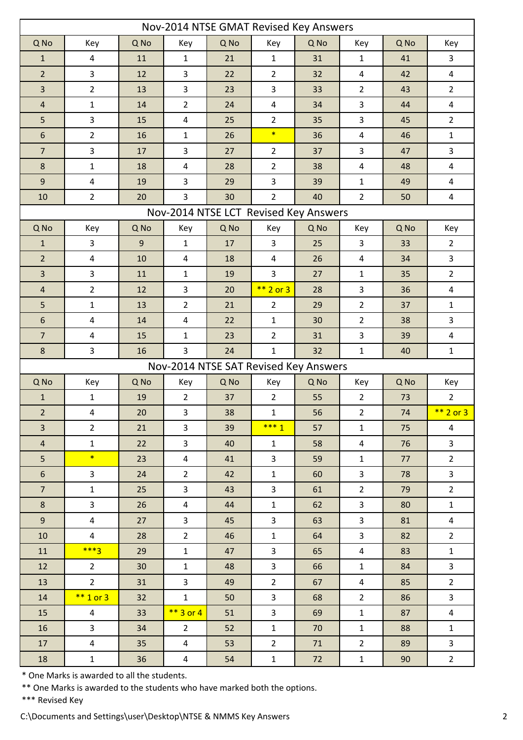## Nov-2014 NTSE GMAT Revised Key Answers

| Q No | Key | Q No | Key | Q No | Key | Q No | Key | Q No | Key |
|---|---|---|---|---|---|---|---|---|---|
| 1 | 4 | 11 | 1 | 21 | 1 | 31 | 1 | 41 | 3 |
| 2 | 3 | 12 | 3 | 22 | 2 | 32 | 4 | 42 | 4 |
| 3 | 2 | 13 | 3 | 23 | 3 | 33 | 2 | 43 | 2 |
| 4 | 1 | 14 | 2 | 24 | 4 | 34 | 3 | 44 | 4 |
| 5 | 3 | 15 | 4 | 25 | 2 | 35 | 3 | 45 | 2 |
| 6 | 2 | 16 | 1 | 26 | * | 36 | 4 | 46 | 1 |
| 7 | 3 | 17 | 3 | 27 | 2 | 37 | 3 | 47 | 3 |
| 8 | 1 | 18 | 4 | 28 | 2 | 38 | 4 | 48 | 4 |
| 9 | 4 | 19 | 3 | 29 | 3 | 39 | 1 | 49 | 4 |
| 10 | 2 | 20 | 3 | 30 | 2 | 40 | 2 | 50 | 4 |

## Nov-2014 NTSE LCT Revised Key Answers

| Q No | Key | Q No | Key | Q No | Key | Q No | Key | Q No | Key |
|---|---|---|---|---|---|---|---|---|---|
| 1 | 3 | 9 | 1 | 17 | 3 | 25 | 3 | 33 | 2 |
| 2 | 4 | 10 | 4 | 18 | 4 | 26 | 4 | 34 | 3 |
| 3 | 3 | 11 | 1 | 19 | 3 | 27 | 1 | 35 | 2 |
| 4 | 2 | 12 | 3 | 20 | ** 2 or 3 | 28 | 3 | 36 | 4 |
| 5 | 1 | 13 | 2 | 21 | 2 | 29 | 2 | 37 | 1 |
| 6 | 4 | 14 | 4 | 22 | 1 | 30 | 2 | 38 | 3 |
| 7 | 4 | 15 | 1 | 23 | 2 | 31 | 3 | 39 | 4 |
| 8 | 3 | 16 | 3 | 24 | 1 | 32 | 1 | 40 | 1 |

## Nov-2014 NTSE SAT Revised Key Answers

| Q No | Key | Q No | Key | Q No | Key | Q No | Key | Q No | Key |
|---|---|---|---|---|---|---|---|---|---|
| 1 | 1 | 19 | 2 | 37 | 2 | 55 | 2 | 73 | 2 |
| 2 | 4 | 20 | 3 | 38 | 1 | 56 | 2 | 74 | ** 2 or 3 |
| 3 | 2 | 21 | 3 | 39 | *** 1 | 57 | 1 | 75 | 4 |
| 4 | 1 | 22 | 3 | 40 | 1 | 58 | 4 | 76 | 3 |
| 5 | * | 23 | 4 | 41 | 3 | 59 | 1 | 77 | 2 |
| 6 | 3 | 24 | 2 | 42 | 1 | 60 | 3 | 78 | 3 |
| 7 | 1 | 25 | 3 | 43 | 3 | 61 | 2 | 79 | 2 |
| 8 | 3 | 26 | 4 | 44 | 1 | 62 | 3 | 80 | 1 |
| 9 | 4 | 27 | 3 | 45 | 3 | 63 | 3 | 81 | 4 |
| 10 | 4 | 28 | 2 | 46 | 1 | 64 | 3 | 82 | 2 |
| 11 | ***3 | 29 | 1 | 47 | 3 | 65 | 4 | 83 | 1 |
| 12 | 2 | 30 | 1 | 48 | 3 | 66 | 1 | 84 | 3 |
| 13 | 2 | 31 | 3 | 49 | 2 | 67 | 4 | 85 | 2 |
| 14 | ** 1 or 3 | 32 | 1 | 50 | 3 | 68 | 2 | 86 | 3 |
| 15 | 4 | 33 | ** 3 or 4 | 51 | 3 | 69 | 1 | 87 | 4 |
| 16 | 3 | 34 | 2 | 52 | 1 | 70 | 1 | 88 | 1 |
| 17 | 4 | 35 | 4 | 53 | 2 | 71 | 2 | 89 | 3 |
| 18 | 1 | 36 | 4 | 54 | 1 | 72 | 1 | 90 | 2 |

* One Marks is awarded to all the students.

** One Marks is awarded to the students who have marked both the options.

*** Revised Key

C:\Documents and Settings\user\Desktop\NTSE & NMMS Key Answers